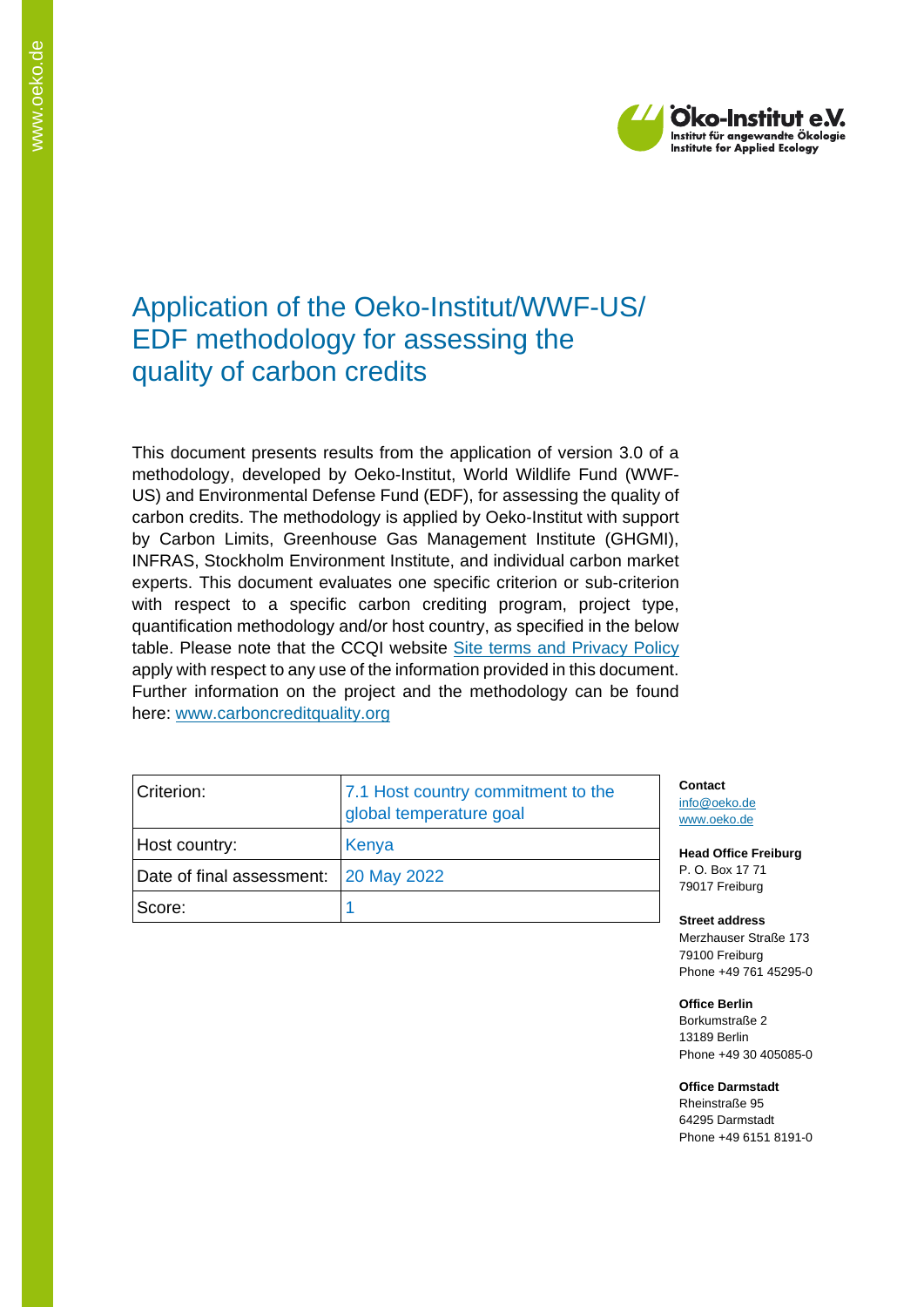# Application of the Oeko-Institut/WWF-US/ EDF methodology for assessing the quality of carbon credits

This document presents results from the application of version 3.0 of a methodology, developed by Oeko-Institut, World Wildlife Fund (WWF-US) and Environmental Defense Fund (EDF), for assessing the quality of carbon credits. The methodology is applied by Oeko-Institut with support by Carbon Limits, Greenhouse Gas Management Institute (GHGMI), INFRAS, Stockholm Environment Institute, and individual carbon market experts. This document evaluates one specific criterion or sub-criterion with respect to a specific carbon crediting program, project type, quantification methodology and/or host country, as specified in the below table. Please note that the CCQI website Site terms and Privacy Policy apply with respect to any use of the information provided in this document. Further information on the project and the methodology can be found here: www.carboncreditquality.org

| Criterion: | 7.1 Host country commitment to the global temperature goal |
|---|---|
| Host country: | Kenya |
| Date of final assessment: | 20 May 2022 |
| Score: | 1 |

**Contact**
info@oeko.de
www.oeko.de

**Head Office Freiburg**
P. O. Box 17 71
79017 Freiburg

**Street address**
Merzhauser Straße 173
79100 Freiburg
Phone +49 761 45295-0

**Office Berlin**
Borkumstraße 2
13189 Berlin
Phone +49 30 405085-0

**Office Darmstadt**
Rheinstraße 95
64295 Darmstadt
Phone +49 6151 8191-0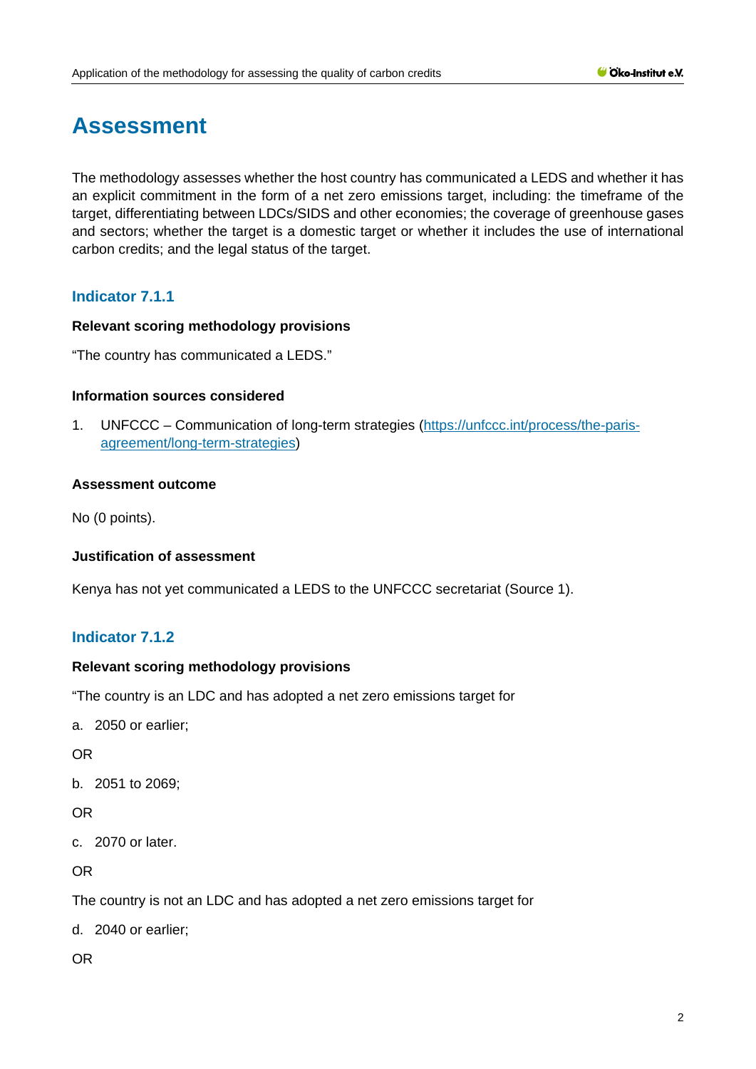# Assessment

The methodology assesses whether the host country has communicated a LEDS and whether it has an explicit commitment in the form of a net zero emissions target, including: the timeframe of the target, differentiating between LDCs/SIDS and other economies; the coverage of greenhouse gases and sectors; whether the target is a domestic target or whether it includes the use of international carbon credits; and the legal status of the target.

## Indicator 7.1.1

**Relevant scoring methodology provisions**

"The country has communicated a LEDS."

**Information sources considered**

1. UNFCCC – Communication of long-term strategies (https://unfccc.int/process/the-paris-agreement/long-term-strategies)

**Assessment outcome**

No (0 points).

**Justification of assessment**

Kenya has not yet communicated a LEDS to the UNFCCC secretariat (Source 1).

## Indicator 7.1.2

**Relevant scoring methodology provisions**

"The country is an LDC and has adopted a net zero emissions target for

a. 2050 or earlier;

OR

b. 2051 to 2069;

OR

c. 2070 or later.

OR

The country is not an LDC and has adopted a net zero emissions target for

d. 2040 or earlier;

OR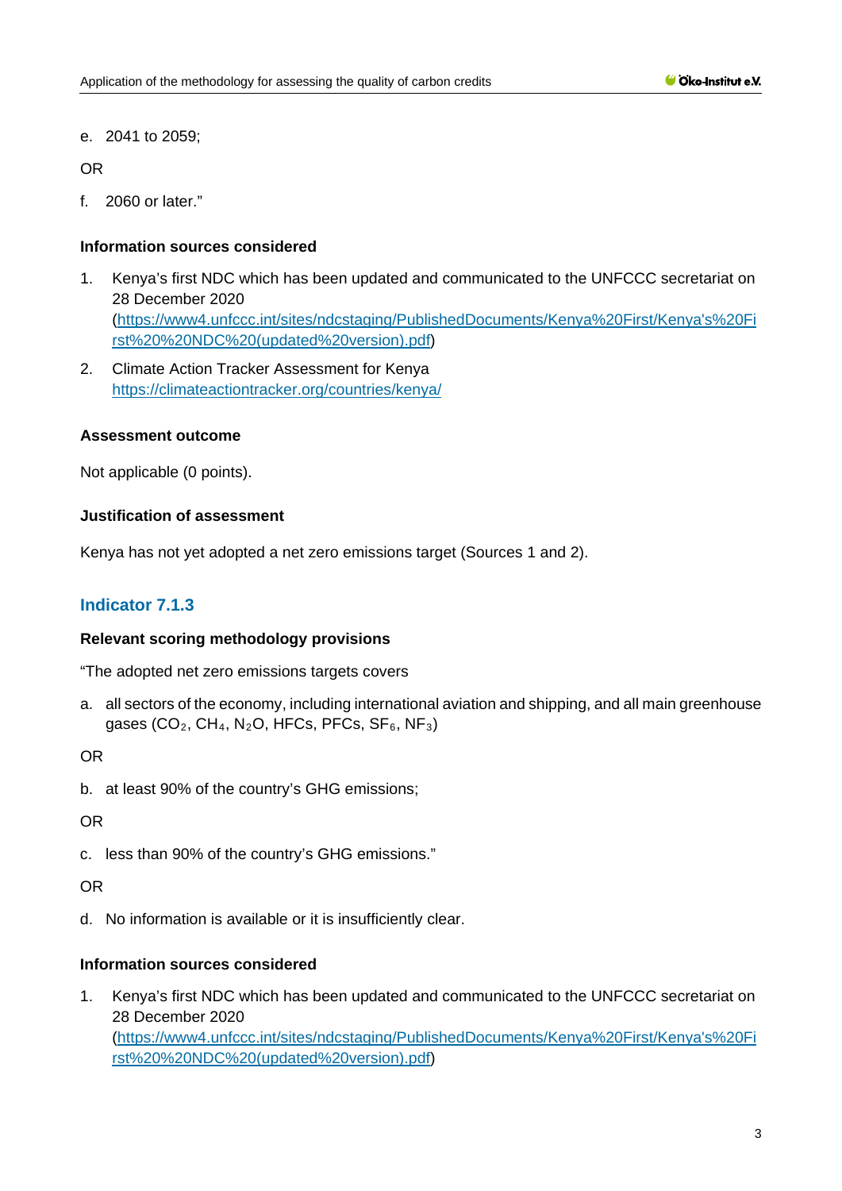e. 2041 to 2059;

OR

f. 2060 or later."

**Information sources considered**

1. Kenya's first NDC which has been updated and communicated to the UNFCCC secretariat on 28 December 2020 (https://www4.unfccc.int/sites/ndcstaging/PublishedDocuments/Kenya%20First/Kenya's%20First%20%20NDC%20(updated%20version).pdf)
2. Climate Action Tracker Assessment for Kenya https://climateactiontracker.org/countries/kenya/

**Assessment outcome**

Not applicable (0 points).

**Justification of assessment**

Kenya has not yet adopted a net zero emissions target (Sources 1 and 2).

### Indicator 7.1.3

**Relevant scoring methodology provisions**

"The adopted net zero emissions targets covers

a. all sectors of the economy, including international aviation and shipping, and all main greenhouse gases ($CO_2$, $CH_4$, $N_2O$, HFCs, PFCs, $SF_6$, $NF_3$)

OR

b. at least 90% of the country's GHG emissions;

OR

c. less than 90% of the country's GHG emissions."

OR

d. No information is available or it is insufficiently clear.

**Information sources considered**

1. Kenya's first NDC which has been updated and communicated to the UNFCCC secretariat on 28 December 2020 (https://www4.unfccc.int/sites/ndcstaging/PublishedDocuments/Kenya%20First/Kenya's%20First%20%20NDC%20(updated%20version).pdf)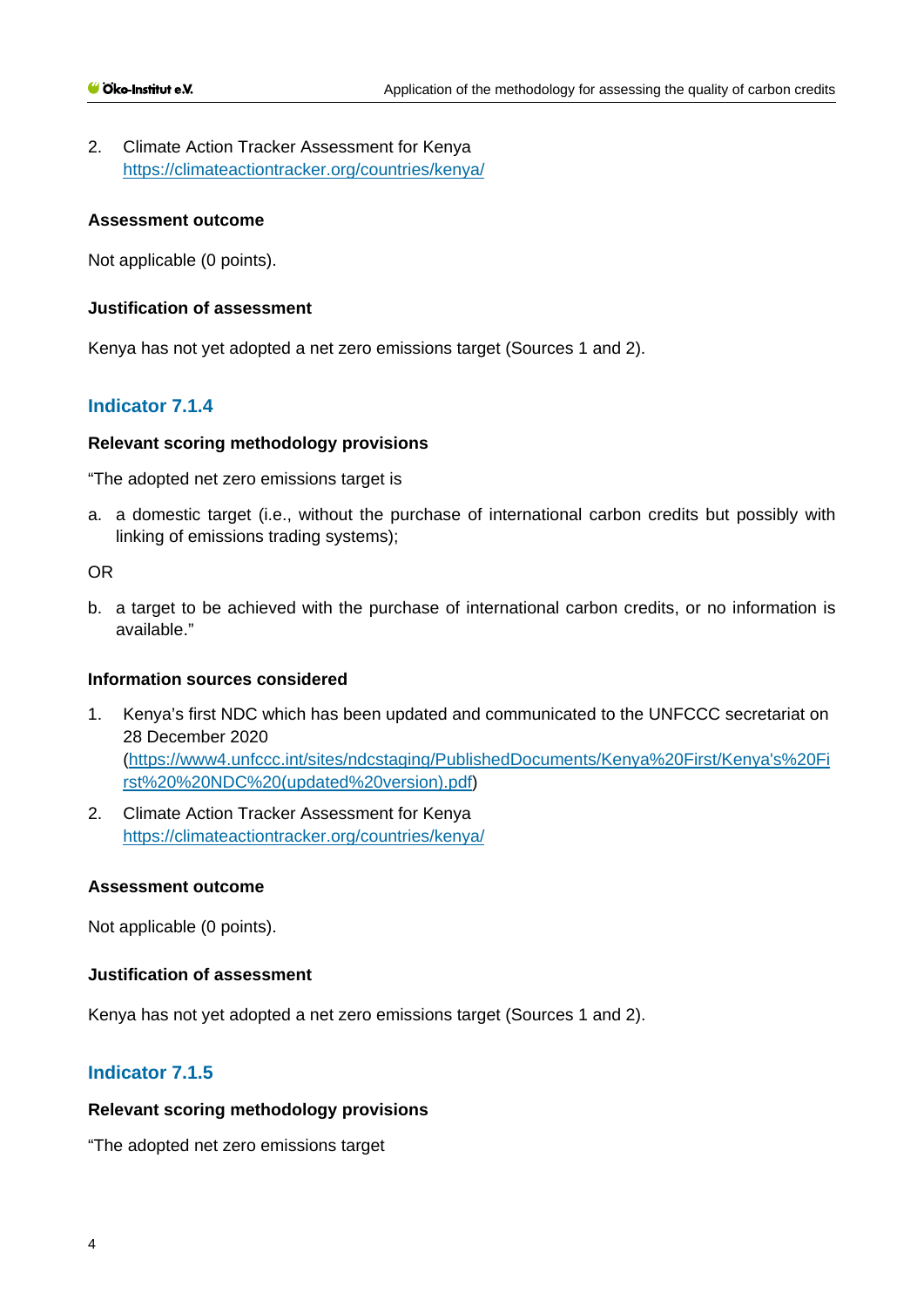2. Climate Action Tracker Assessment for Kenya
   https://climateactiontracker.org/countries/kenya/

**Assessment outcome**

Not applicable (0 points).

**Justification of assessment**

Kenya has not yet adopted a net zero emissions target (Sources 1 and 2).

## Indicator 7.1.4

**Relevant scoring methodology provisions**

"The adopted net zero emissions target is

a. a domestic target (i.e., without the purchase of international carbon credits but possibly with linking of emissions trading systems);

OR

b. a target to be achieved with the purchase of international carbon credits, or no information is available."

**Information sources considered**

1. Kenya's first NDC which has been updated and communicated to the UNFCCC secretariat on 28 December 2020 (https://www4.unfccc.int/sites/ndcstaging/PublishedDocuments/Kenya%20First/Kenya's%20First%20%20NDC%20(updated%20version).pdf)
2. Climate Action Tracker Assessment for Kenya
   https://climateactiontracker.org/countries/kenya/

**Assessment outcome**

Not applicable (0 points).

**Justification of assessment**

Kenya has not yet adopted a net zero emissions target (Sources 1 and 2).

## Indicator 7.1.5

**Relevant scoring methodology provisions**

"The adopted net zero emissions target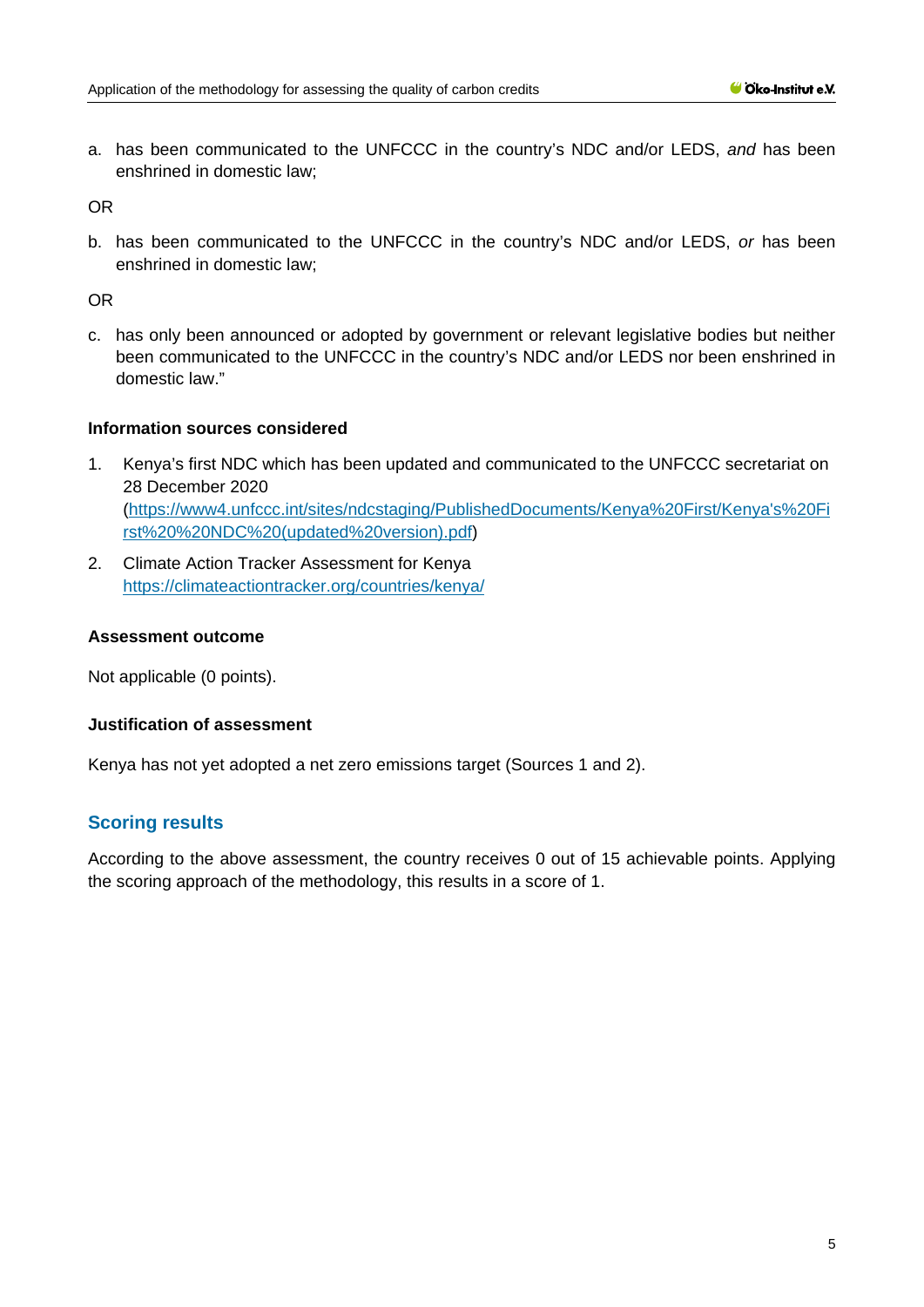a. has been communicated to the UNFCCC in the country's NDC and/or LEDS, *and* has been enshrined in domestic law;

OR

b. has been communicated to the UNFCCC in the country's NDC and/or LEDS, *or* has been enshrined in domestic law;

OR

c. has only been announced or adopted by government or relevant legislative bodies but neither been communicated to the UNFCCC in the country's NDC and/or LEDS nor been enshrined in domestic law."

**Information sources considered**

1. Kenya's first NDC which has been updated and communicated to the UNFCCC secretariat on 28 December 2020 (https://www4.unfccc.int/sites/ndcstaging/PublishedDocuments/Kenya%20First/Kenya's%20First%20%20NDC%20(updated%20version).pdf)
2. Climate Action Tracker Assessment for Kenya https://climateactiontracker.org/countries/kenya/

**Assessment outcome**

Not applicable (0 points).

**Justification of assessment**

Kenya has not yet adopted a net zero emissions target (Sources 1 and 2).

## Scoring results

According to the above assessment, the country receives 0 out of 15 achievable points. Applying the scoring approach of the methodology, this results in a score of 1.